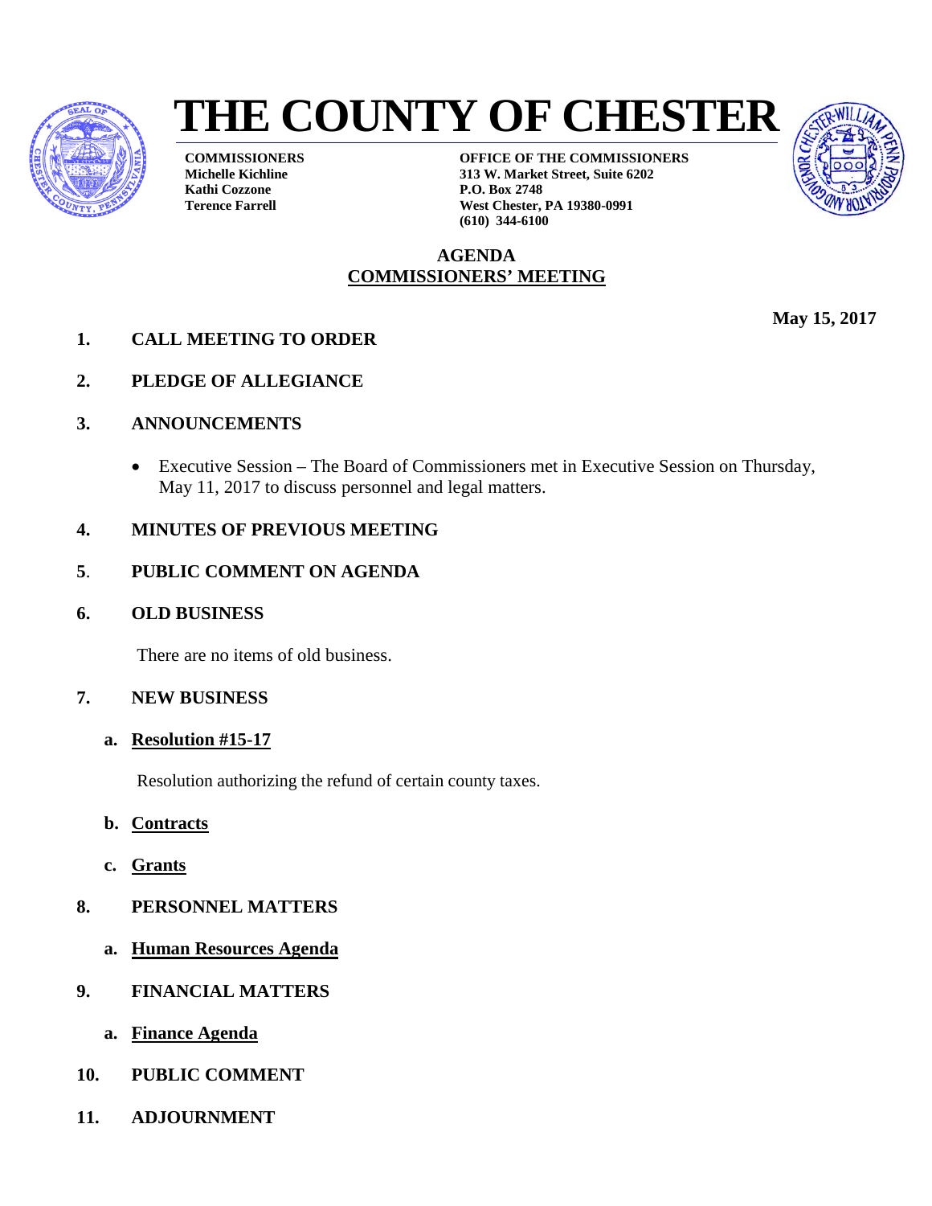# THE COUNTY OF CHESTER

**COMMISSIONERS**
**Michelle Kichline**
**Kathi Cozzone**
**Terence Farrell**

**OFFICE OF THE COMMISSIONERS**
**313 W. Market Street, Suite 6202**
**P.O. Box 2748**
**West Chester, PA 19380-0991**
**(610) 344-6100**

## AGENDA
## COMMISSIONERS' MEETING

**May 15, 2017**

**1. CALL MEETING TO ORDER**

**2. PLEDGE OF ALLEGIANCE**

**3. ANNOUNCEMENTS**

- Executive Session – The Board of Commissioners met in Executive Session on Thursday, May 11, 2017 to discuss personnel and legal matters.

**4. MINUTES OF PREVIOUS MEETING**

**5. PUBLIC COMMENT ON AGENDA**

**6. OLD BUSINESS**

There are no items of old business.

**7. NEW BUSINESS**

**a. Resolution #15-17**

Resolution authorizing the refund of certain county taxes.

**b. Contracts**

**c. Grants**

**8. PERSONNEL MATTERS**

**a. Human Resources Agenda**

**9. FINANCIAL MATTERS**

**a. Finance Agenda**

**10. PUBLIC COMMENT**

**11. ADJOURNMENT**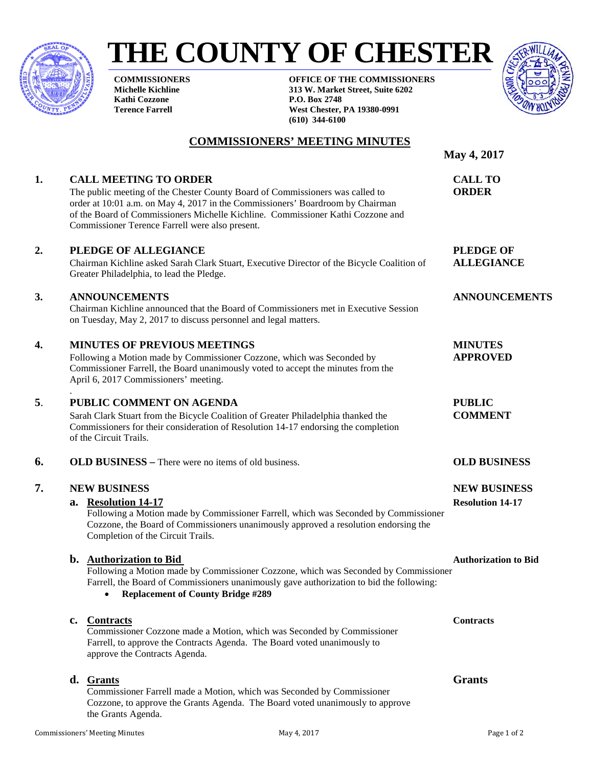# THE COUNTY OF CHESTER

**COMMISSIONERS**
**Michelle Kichline**
**Kathi Cozzone**
**Terence Farrell**

**OFFICE OF THE COMMISSIONERS**
**313 W. Market Street, Suite 6202**
**P.O. Box 2748**
**West Chester, PA 19380-0991**
**(610) 344-6100**

## COMMISSIONERS' MEETING MINUTES

**May 4, 2017**

### 1. CALL MEETING TO ORDER

**CALL TO ORDER**

The public meeting of the Chester County Board of Commissioners was called to order at 10:01 a.m. on May 4, 2017 in the Commissioners' Boardroom by Chairman of the Board of Commissioners Michelle Kichline. Commissioner Kathi Cozzone and Commissioner Terence Farrell were also present.

### 2. PLEDGE OF ALLEGIANCE

**PLEDGE OF ALLEGIANCE**

Chairman Kichline asked Sarah Clark Stuart, Executive Director of the Bicycle Coalition of Greater Philadelphia, to lead the Pledge.

### 3. ANNOUNCEMENTS

**ANNOUNCEMENTS**

Chairman Kichline announced that the Board of Commissioners met in Executive Session on Tuesday, May 2, 2017 to discuss personnel and legal matters.

### 4. MINUTES OF PREVIOUS MEETINGS

**MINUTES APPROVED**

Following a Motion made by Commissioner Cozzone, which was Seconded by Commissioner Farrell, the Board unanimously voted to accept the minutes from the April 6, 2017 Commissioners' meeting.

### 5. PUBLIC COMMENT ON AGENDA

**PUBLIC COMMENT**

Sarah Clark Stuart from the Bicycle Coalition of Greater Philadelphia thanked the Commissioners for their consideration of Resolution 14-17 endorsing the completion of the Circuit Trails.

### 6. OLD BUSINESS – There were no items of old business.

**OLD BUSINESS**

### 7. NEW BUSINESS

**NEW BUSINESS**

**a. Resolution 14-17**

**Resolution 14-17**

Following a Motion made by Commissioner Farrell, which was Seconded by Commissioner Cozzone, the Board of Commissioners unanimously approved a resolution endorsing the Completion of the Circuit Trails.

**b. Authorization to Bid**

**Authorization to Bid**

Following a Motion made by Commissioner Cozzone, which was Seconded by Commissioner Farrell, the Board of Commissioners unanimously gave authorization to bid the following:

- **Replacement of County Bridge #289**

**c. Contracts**

**Contracts**

Commissioner Cozzone made a Motion, which was Seconded by Commissioner Farrell, to approve the Contracts Agenda. The Board voted unanimously to approve the Contracts Agenda.

**d. Grants**

**Grants**

Commissioner Farrell made a Motion, which was Seconded by Commissioner Cozzone, to approve the Grants Agenda. The Board voted unanimously to approve the Grants Agenda.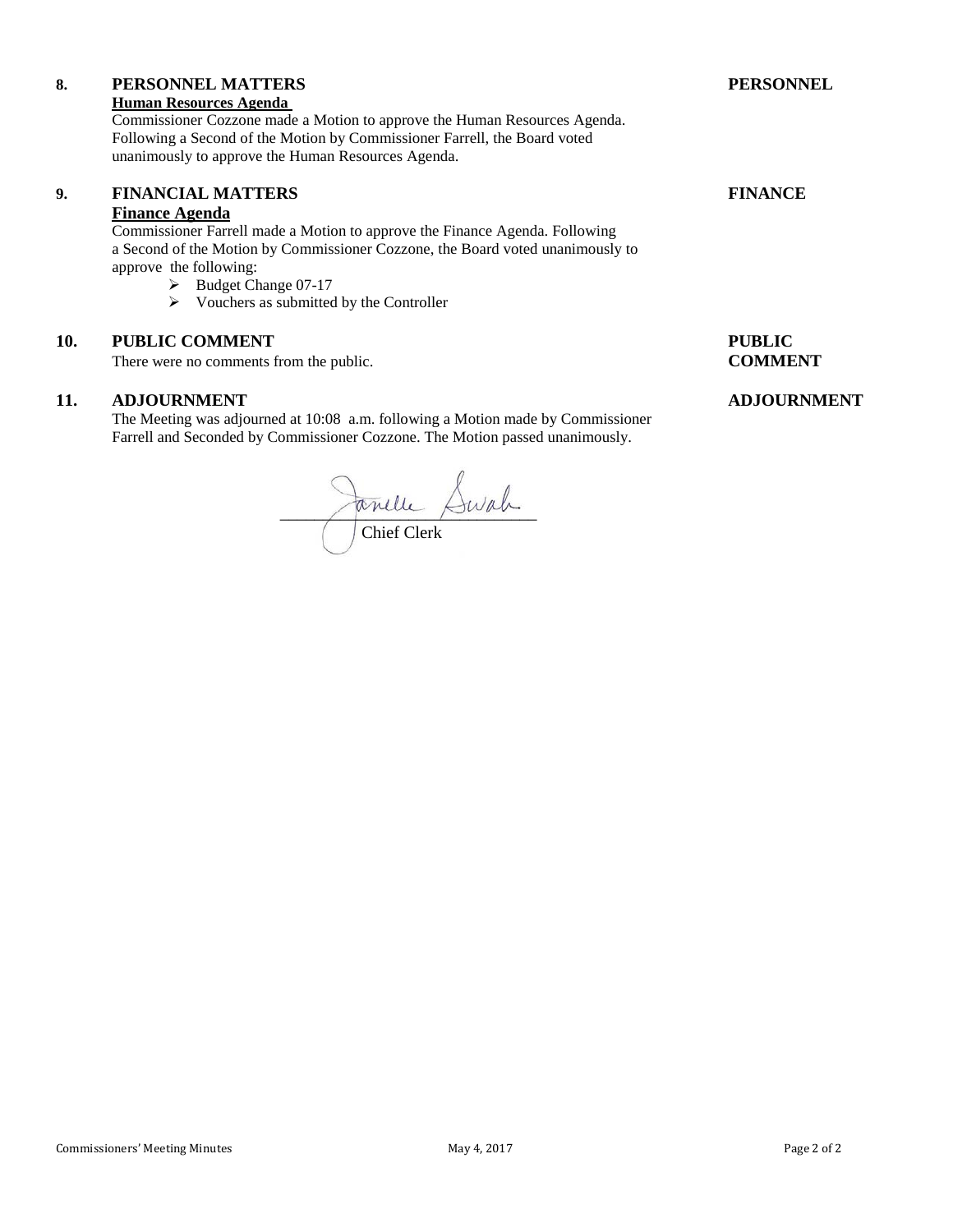## 8. PERSONNEL MATTERS — PERSONNEL

**Human Resources Agenda**

Commissioner Cozzone made a Motion to approve the Human Resources Agenda. Following a Second of the Motion by Commissioner Farrell, the Board voted unanimously to approve the Human Resources Agenda.

## 9. FINANCIAL MATTERS — FINANCE

**Finance Agenda**

Commissioner Farrell made a Motion to approve the Finance Agenda. Following a Second of the Motion by Commissioner Cozzone, the Board voted unanimously to approve the following:

- Budget Change 07-17
- Vouchers as submitted by the Controller

## 10. PUBLIC COMMENT — PUBLIC COMMENT

There were no comments from the public.

## 11. ADJOURNMENT — ADJOURNMENT

The Meeting was adjourned at 10:08 a.m. following a Motion made by Commissioner Farrell and Seconded by Commissioner Cozzone. The Motion passed unanimously.

Janelle Swab

Chief Clerk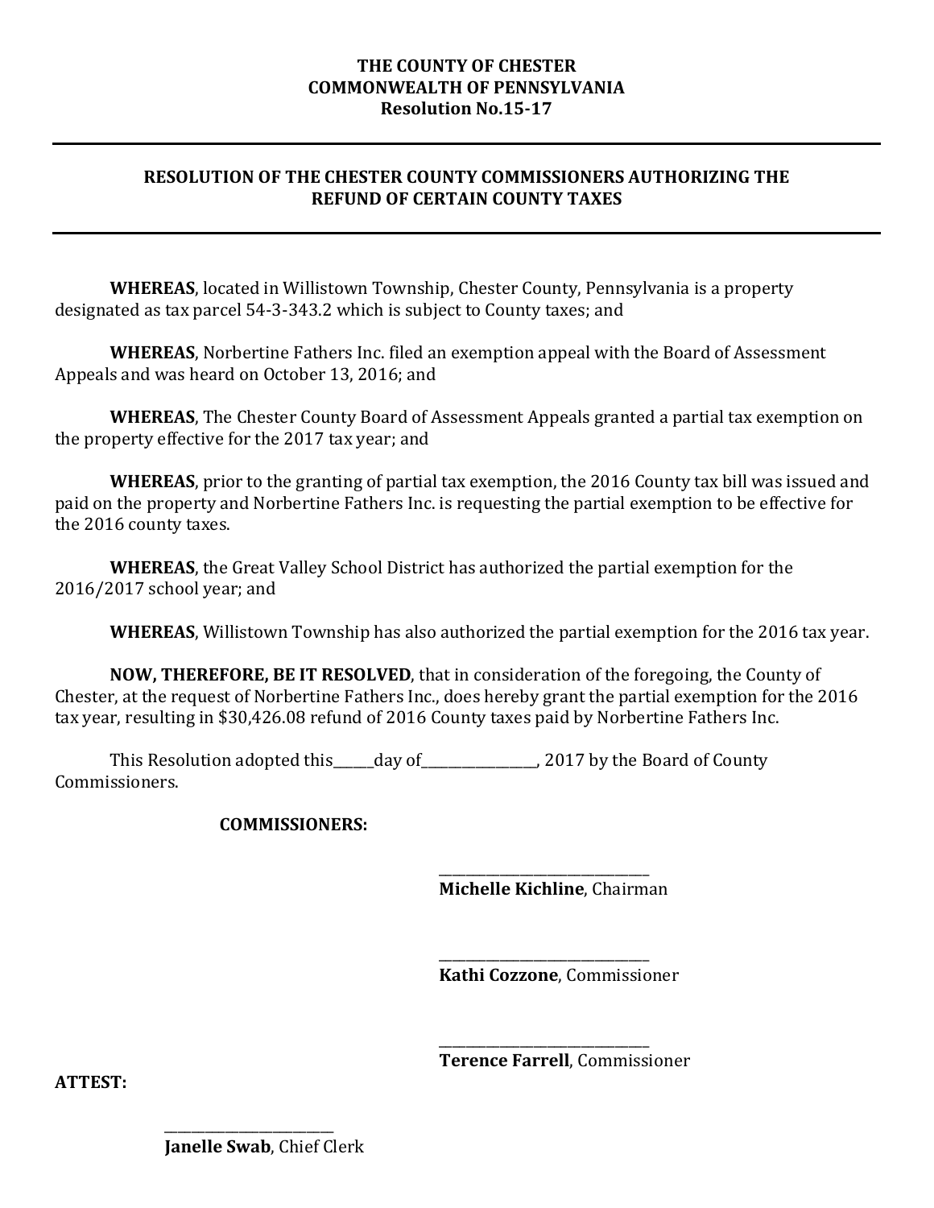**THE COUNTY OF CHESTER**
**COMMONWEALTH OF PENNSYLVANIA**
**Resolution No.15-17**

---

**RESOLUTION OF THE CHESTER COUNTY COMMISSIONERS AUTHORIZING THE REFUND OF CERTAIN COUNTY TAXES**

---

**WHEREAS**, located in Willistown Township, Chester County, Pennsylvania is a property designated as tax parcel 54-3-343.2 which is subject to County taxes; and

**WHEREAS**, Norbertine Fathers Inc. filed an exemption appeal with the Board of Assessment Appeals and was heard on October 13, 2016; and

**WHEREAS**, The Chester County Board of Assessment Appeals granted a partial tax exemption on the property effective for the 2017 tax year; and

**WHEREAS**, prior to the granting of partial tax exemption, the 2016 County tax bill was issued and paid on the property and Norbertine Fathers Inc. is requesting the partial exemption to be effective for the 2016 county taxes.

**WHEREAS**, the Great Valley School District has authorized the partial exemption for the 2016/2017 school year; and

**WHEREAS**, Willistown Township has also authorized the partial exemption for the 2016 tax year.

**NOW, THEREFORE, BE IT RESOLVED**, that in consideration of the foregoing, the County of Chester, at the request of Norbertine Fathers Inc., does hereby grant the partial exemption for the 2016 tax year, resulting in $30,426.08 refund of 2016 County taxes paid by Norbertine Fathers Inc.

This Resolution adopted this\_\_\_\_\_\_day of\_\_\_\_\_\_\_\_\_\_\_\_\_\_\_\_\_, 2017 by the Board of County Commissioners.

**COMMISSIONERS:**

\_\_\_\_\_\_\_\_\_\_\_\_\_\_\_\_\_\_\_\_\_\_\_\_\_\_\_\_\_\_
**Michelle Kichline**, Chairman

\_\_\_\_\_\_\_\_\_\_\_\_\_\_\_\_\_\_\_\_\_\_\_\_\_\_\_\_\_\_
**Kathi Cozzone**, Commissioner

\_\_\_\_\_\_\_\_\_\_\_\_\_\_\_\_\_\_\_\_\_\_\_\_\_\_\_\_\_\_
**Terence Farrell**, Commissioner

**ATTEST:**

\_\_\_\_\_\_\_\_\_\_\_\_\_\_\_\_\_\_\_\_\_\_\_\_\_\_
**Janelle Swab**, Chief Clerk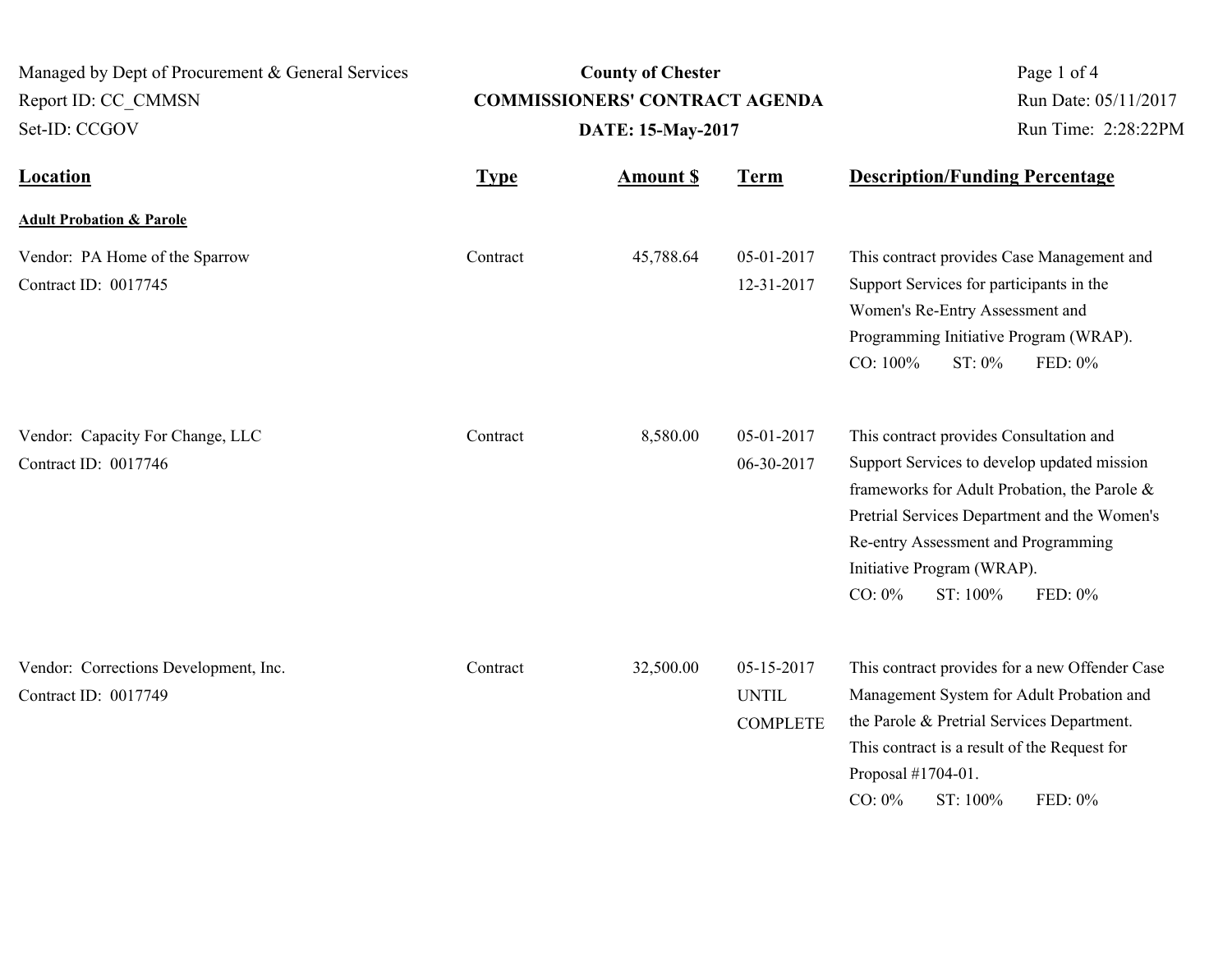Managed by Dept of Procurement & General Services
Report ID: CC_CMMSN
Set-ID: CCGOV

**County of Chester**
**COMMISSIONERS' CONTRACT AGENDA**
**DATE: 15-May-2017**

Run Date: 05/11/2017
Run Time: 2:28:22PM

| Location | Type | Amount $ | Term | Description/Funding Percentage |
|---|---|---|---|---|
| **Adult Probation & Parole** | | | | |
| Vendor: PA Home of the Sparrow<br>Contract ID: 0017745 | Contract | 45,788.64 | 05-01-2017<br>12-31-2017 | This contract provides Case Management and Support Services for participants in the Women's Re-Entry Assessment and Programming Initiative Program (WRAP).<br>CO: 100% ST: 0% FED: 0% |
| Vendor: Capacity For Change, LLC<br>Contract ID: 0017746 | Contract | 8,580.00 | 05-01-2017<br>06-30-2017 | This contract provides Consultation and Support Services to develop updated mission frameworks for Adult Probation, the Parole & Pretrial Services Department and the Women's Re-entry Assessment and Programming Initiative Program (WRAP).<br>CO: 0% ST: 100% FED: 0% |
| Vendor: Corrections Development, Inc.<br>Contract ID: 0017749 | Contract | 32,500.00 | 05-15-2017<br>UNTIL<br>COMPLETE | This contract provides for a new Offender Case Management System for Adult Probation and the Parole & Pretrial Services Department. This contract is a result of the Request for Proposal #1704-01.<br>CO: 0% ST: 100% FED: 0% |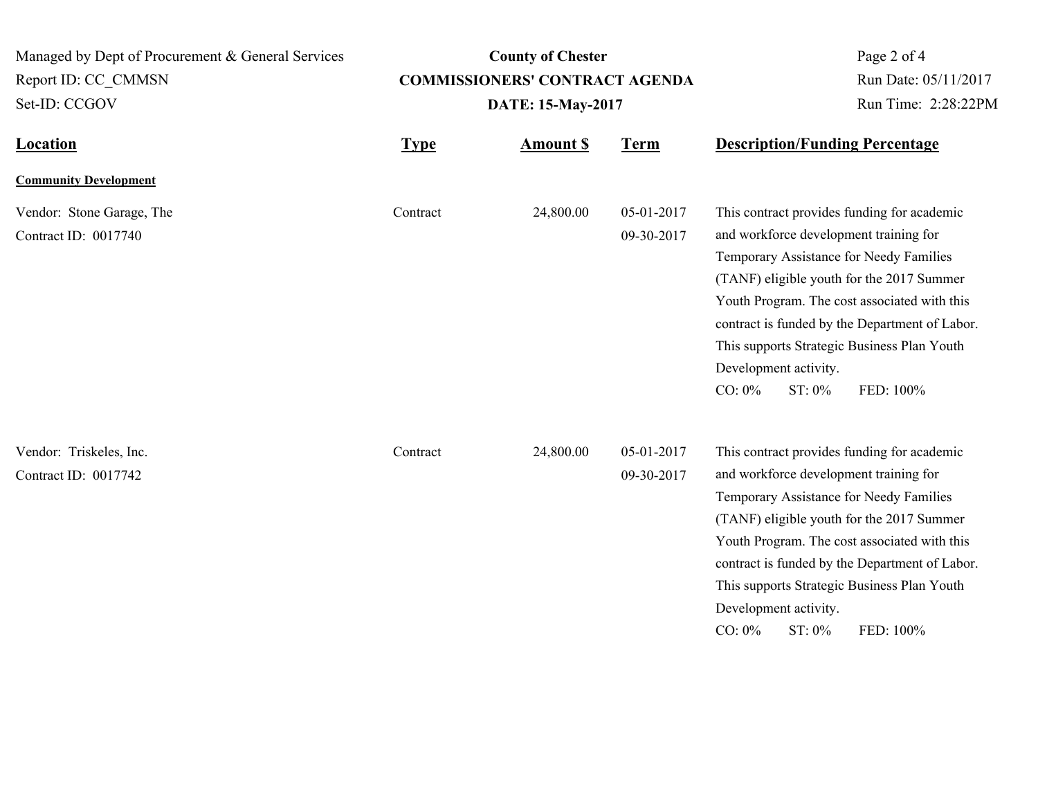Managed by Dept of Procurement & General Services
Report ID: CC_CMMSN
Set-ID: CCGOV

**County of Chester**
**COMMISSIONERS' CONTRACT AGENDA**
**DATE: 15-May-2017**

Run Date: 05/11/2017
Run Time: 2:28:22PM

| Location | Type | Amount $ | Term | Description/Funding Percentage |
|---|---|---|---|---|
| **Community Development** | | | | |
| Vendor: Stone Garage, The<br>Contract ID: 0017740 | Contract | 24,800.00 | 05-01-2017<br>09-30-2017 | This contract provides funding for academic and workforce development training for Temporary Assistance for Needy Families (TANF) eligible youth for the 2017 Summer Youth Program. The cost associated with this contract is funded by the Department of Labor. This supports Strategic Business Plan Youth Development activity.<br>CO: 0% ST: 0% FED: 100% |
| Vendor: Triskeles, Inc.<br>Contract ID: 0017742 | Contract | 24,800.00 | 05-01-2017<br>09-30-2017 | This contract provides funding for academic and workforce development training for Temporary Assistance for Needy Families (TANF) eligible youth for the 2017 Summer Youth Program. The cost associated with this contract is funded by the Department of Labor. This supports Strategic Business Plan Youth Development activity.<br>CO: 0% ST: 0% FED: 100% |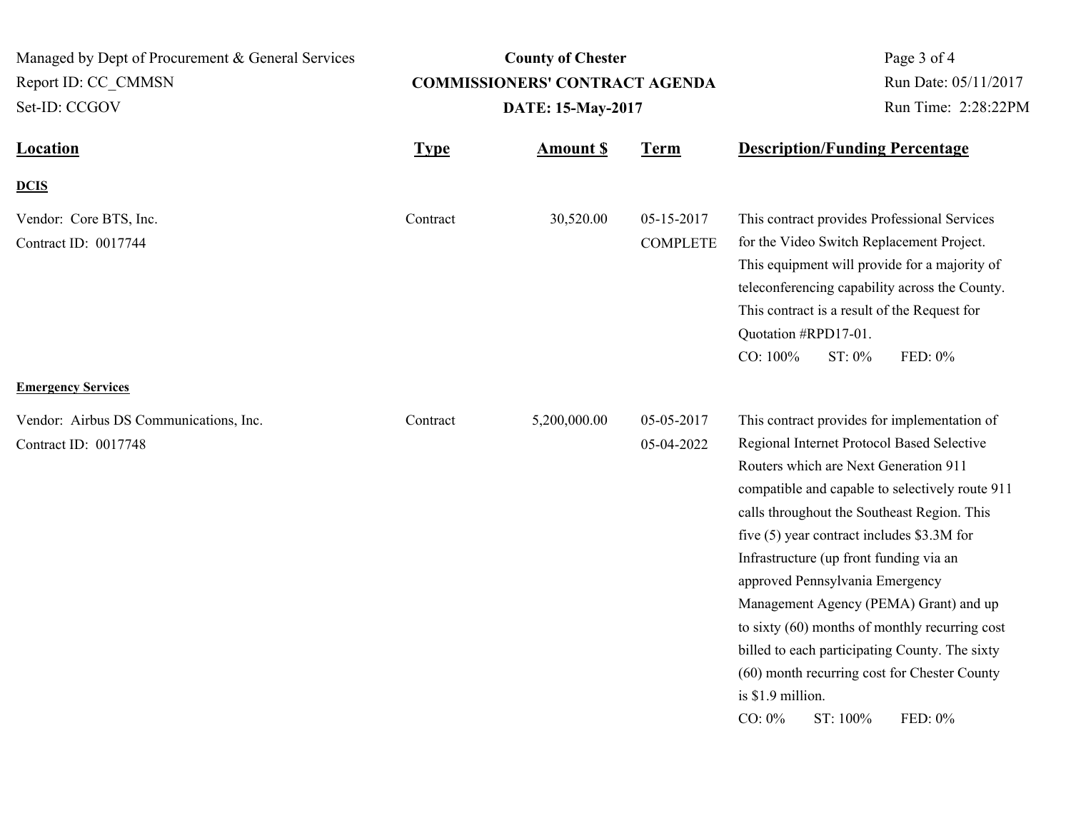**County of Chester**
**COMMISSIONERS' CONTRACT AGENDA**
**DATE: 15-May-2017**

Managed by Dept of Procurement & General Services
Report ID: CC_CMMSN
Set-ID: CCGOV

Run Date: 05/11/2017
Run Time: 2:28:22PM

| Location | Type | Amount $ | Term | Description/Funding Percentage |
|---|---|---|---|---|
| **DCIS** | | | | |
| Vendor: Core BTS, Inc.<br>Contract ID: 0017744 | Contract | 30,520.00 | 05-15-2017<br>COMPLETE | This contract provides Professional Services for the Video Switch Replacement Project. This equipment will provide for a majority of teleconferencing capability across the County. This contract is a result of the Request for Quotation #RPD17-01.<br>CO: 100% ST: 0% FED: 0% |
| **Emergency Services** | | | | |
| Vendor: Airbus DS Communications, Inc.<br>Contract ID: 0017748 | Contract | 5,200,000.00 | 05-05-2017<br>05-04-2022 | This contract provides for implementation of Regional Internet Protocol Based Selective Routers which are Next Generation 911 compatible and capable to selectively route 911 calls throughout the Southeast Region. This five (5) year contract includes $3.3M for Infrastructure (up front funding via an approved Pennsylvania Emergency Management Agency (PEMA) Grant) and up to sixty (60) months of monthly recurring cost billed to each participating County. The sixty (60) month recurring cost for Chester County is $1.9 million.<br>CO: 0% ST: 100% FED: 0% |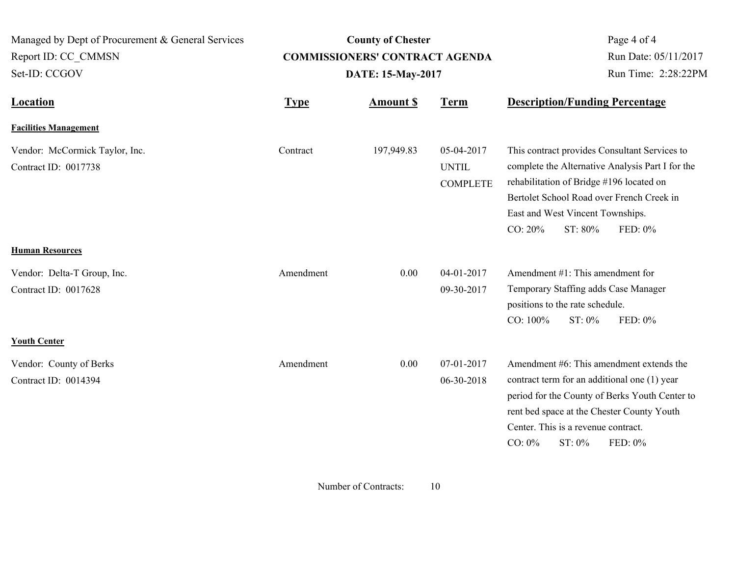Managed by Dept of Procurement & General Services
Report ID: CC_CMMSN
Set-ID: CCGOV

**County of Chester**
**COMMISSIONERS' CONTRACT AGENDA**
**DATE: 15-May-2017**

Run Date: 05/11/2017
Run Time: 2:28:22PM

| Location | Type | Amount $ | Term | Description/Funding Percentage |
|---|---|---|---|---|
| **Facilities Management** | | | | |
| Vendor: McCormick Taylor, Inc.<br>Contract ID: 0017738 | Contract | 197,949.83 | 05-04-2017<br>UNTIL COMPLETE | This contract provides Consultant Services to complete the Alternative Analysis Part I for the rehabilitation of Bridge #196 located on Bertolet School Road over French Creek in East and West Vincent Townships.<br>CO: 20% ST: 80% FED: 0% |
| **Human Resources** | | | | |
| Vendor: Delta-T Group, Inc.<br>Contract ID: 0017628 | Amendment | 0.00 | 04-01-2017<br>09-30-2017 | Amendment #1: This amendment for Temporary Staffing adds Case Manager positions to the rate schedule.<br>CO: 100% ST: 0% FED: 0% |
| **Youth Center** | | | | |
| Vendor: County of Berks<br>Contract ID: 0014394 | Amendment | 0.00 | 07-01-2017<br>06-30-2018 | Amendment #6: This amendment extends the contract term for an additional one (1) year period for the County of Berks Youth Center to rent bed space at the Chester County Youth Center. This is a revenue contract.<br>CO: 0% ST: 0% FED: 0% |

Number of Contracts: 10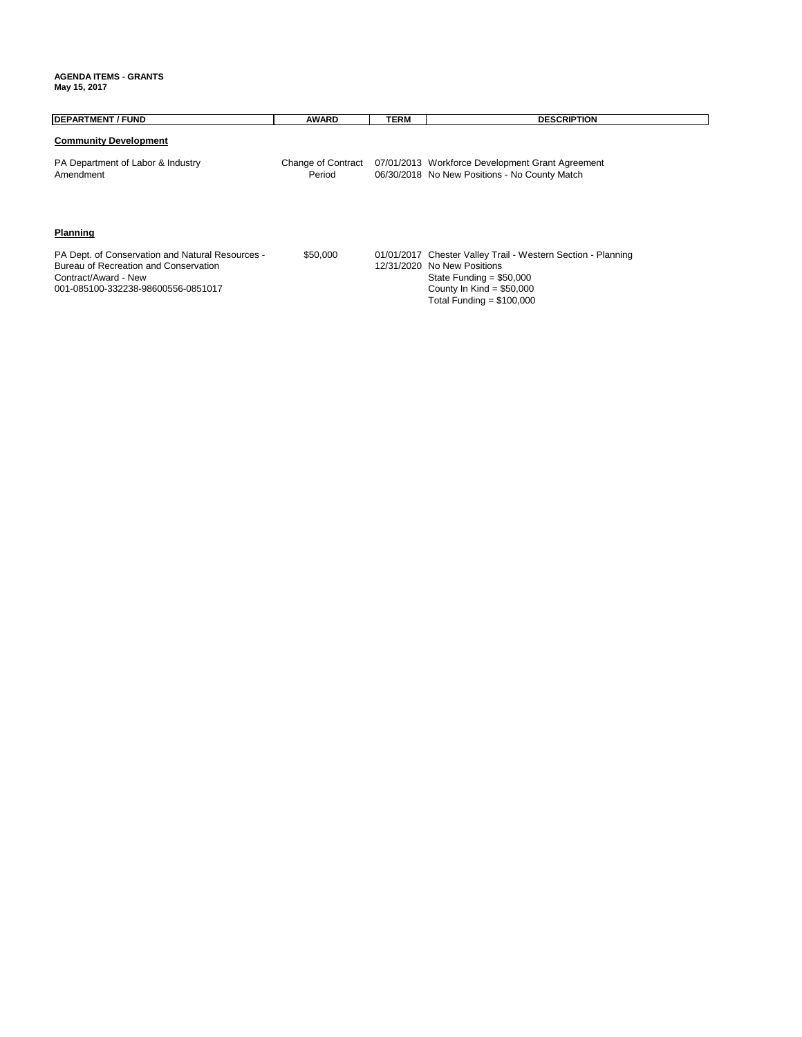**AGENDA ITEMS - GRANTS**
**May 15, 2017**

| DEPARTMENT / FUND | AWARD | TERM | DESCRIPTION |
|---|---|---|---|
| **Community Development** | | | |
| PA Department of Labor & Industry<br>Amendment | Change of Contract Period | 07/01/2013<br>06/30/2018 | Workforce Development Grant Agreement<br>No New Positions - No County Match |
| **Planning** | | | |
| PA Dept. of Conservation and Natural Resources - Bureau of Recreation and Conservation<br>Contract/Award - New<br>001-085100-332238-98600556-0851017 | $50,000 | 01/01/2017<br>12/31/2020 | Chester Valley Trail - Western Section - Planning<br>No New Positions<br>State Funding = $50,000<br>County In Kind = $50,000<br>Total Funding = $100,000 |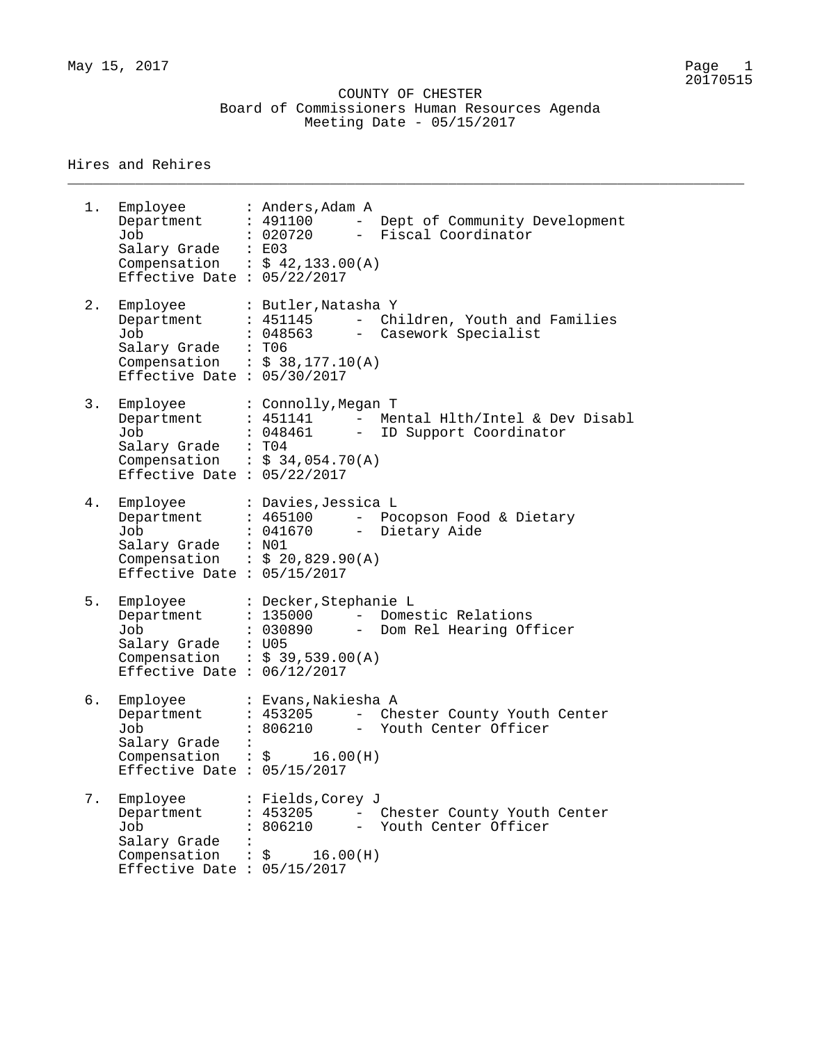COUNTY OF CHESTER
Board of Commissioners Human Resources Agenda
Meeting Date - 05/15/2017

## Hires and Rehires

1. Employee : Anders,Adam A
   Department : 491100 - Dept of Community Development
   Job : 020720 - Fiscal Coordinator
   Salary Grade : E03
   Compensation : $ 42,133.00(A)
   Effective Date : 05/22/2017

2. Employee : Butler,Natasha Y
   Department : 451145 - Children, Youth and Families
   Job : 048563 - Casework Specialist
   Salary Grade : T06
   Compensation : $ 38,177.10(A)
   Effective Date : 05/30/2017

3. Employee : Connolly,Megan T
   Department : 451141 - Mental Hlth/Intel & Dev Disabl
   Job : 048461 - ID Support Coordinator
   Salary Grade : T04
   Compensation : $ 34,054.70(A)
   Effective Date : 05/22/2017

4. Employee : Davies,Jessica L
   Department : 465100 - Pocopson Food & Dietary
   Job : 041670 - Dietary Aide
   Salary Grade : N01
   Compensation : $ 20,829.90(A)
   Effective Date : 05/15/2017

5. Employee : Decker,Stephanie L
   Department : 135000 - Domestic Relations
   Job : 030890 - Dom Rel Hearing Officer
   Salary Grade : U05
   Compensation : $ 39,539.00(A)
   Effective Date : 06/12/2017

6. Employee : Evans,Nakiesha A
   Department : 453205 - Chester County Youth Center
   Job : 806210 - Youth Center Officer
   Salary Grade :
   Compensation : $ 16.00(H)
   Effective Date : 05/15/2017

7. Employee : Fields,Corey J
   Department : 453205 - Chester County Youth Center
   Job : 806210 - Youth Center Officer
   Salary Grade :
   Compensation : $ 16.00(H)
   Effective Date : 05/15/2017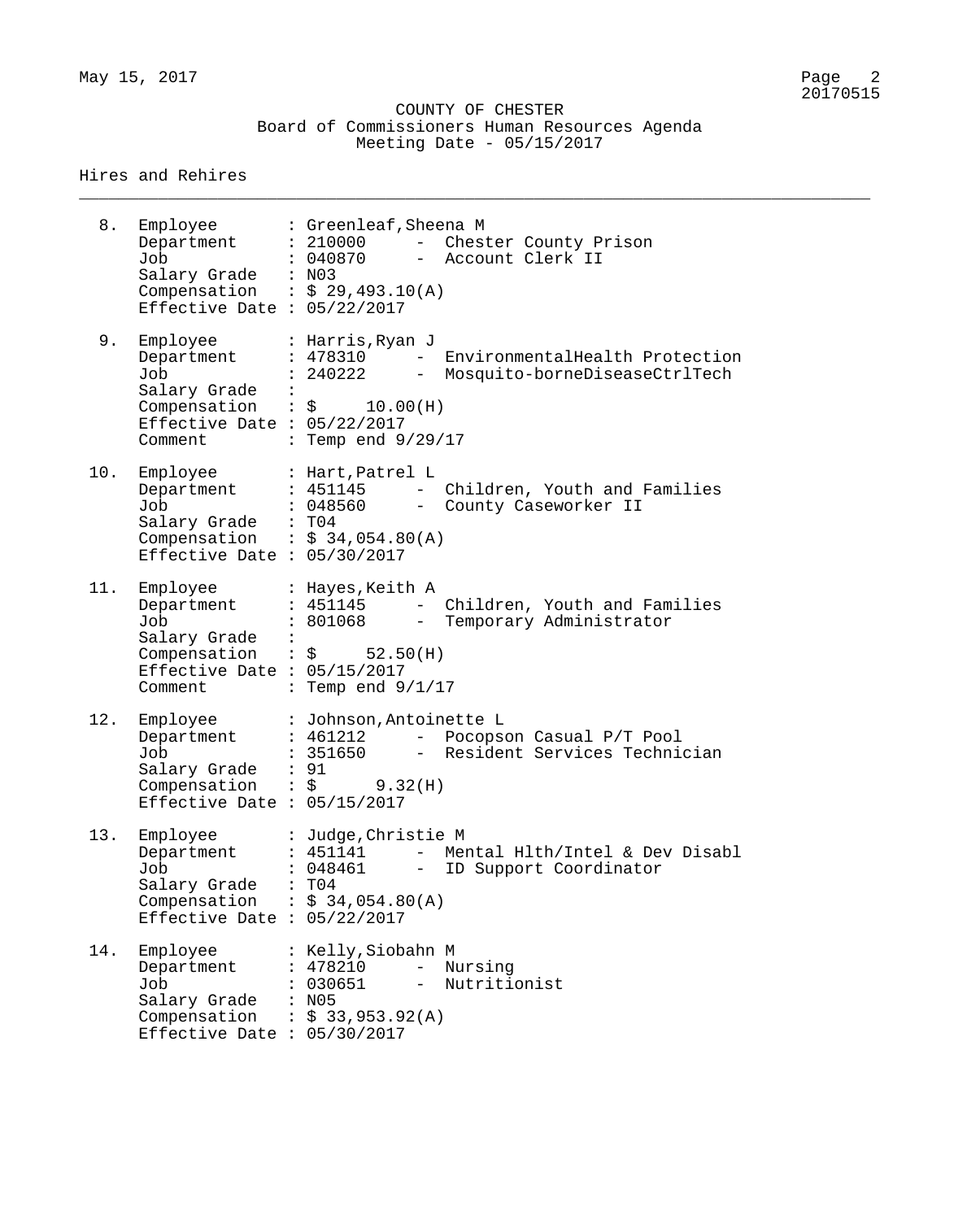COUNTY OF CHESTER
Board of Commissioners Human Resources Agenda
Meeting Date - 05/15/2017

Hires and Rehires

---

8. Employee : Greenleaf,Sheena M
   Department : 210000 - Chester County Prison
   Job : 040870 - Account Clerk II
   Salary Grade : N03
   Compensation : $ 29,493.10(A)
   Effective Date : 05/22/2017

9. Employee : Harris,Ryan J
   Department : 478310 - EnvironmentalHealth Protection
   Job : 240222 - Mosquito-borneDiseaseCtrlTech
   Salary Grade :
   Compensation : $ 10.00(H)
   Effective Date : 05/22/2017
   Comment : Temp end 9/29/17

10. Employee : Hart,Patrel L
    Department : 451145 - Children, Youth and Families
    Job : 048560 - County Caseworker II
    Salary Grade : T04
    Compensation : $ 34,054.80(A)
    Effective Date : 05/30/2017

11. Employee : Hayes,Keith A
    Department : 451145 - Children, Youth and Families
    Job : 801068 - Temporary Administrator
    Salary Grade :
    Compensation : $ 52.50(H)
    Effective Date : 05/15/2017
    Comment : Temp end 9/1/17

12. Employee : Johnson,Antoinette L
    Department : 461212 - Pocopson Casual P/T Pool
    Job : 351650 - Resident Services Technician
    Salary Grade : 91
    Compensation : $ 9.32(H)
    Effective Date : 05/15/2017

13. Employee : Judge,Christie M
    Department : 451141 - Mental Hlth/Intel & Dev Disabl
    Job : 048461 - ID Support Coordinator
    Salary Grade : T04
    Compensation : $ 34,054.80(A)
    Effective Date : 05/22/2017

14. Employee : Kelly,Siobahn M
    Department : 478210 - Nursing
    Job : 030651 - Nutritionist
    Salary Grade : N05
    Compensation : $ 33,953.92(A)
    Effective Date : 05/30/2017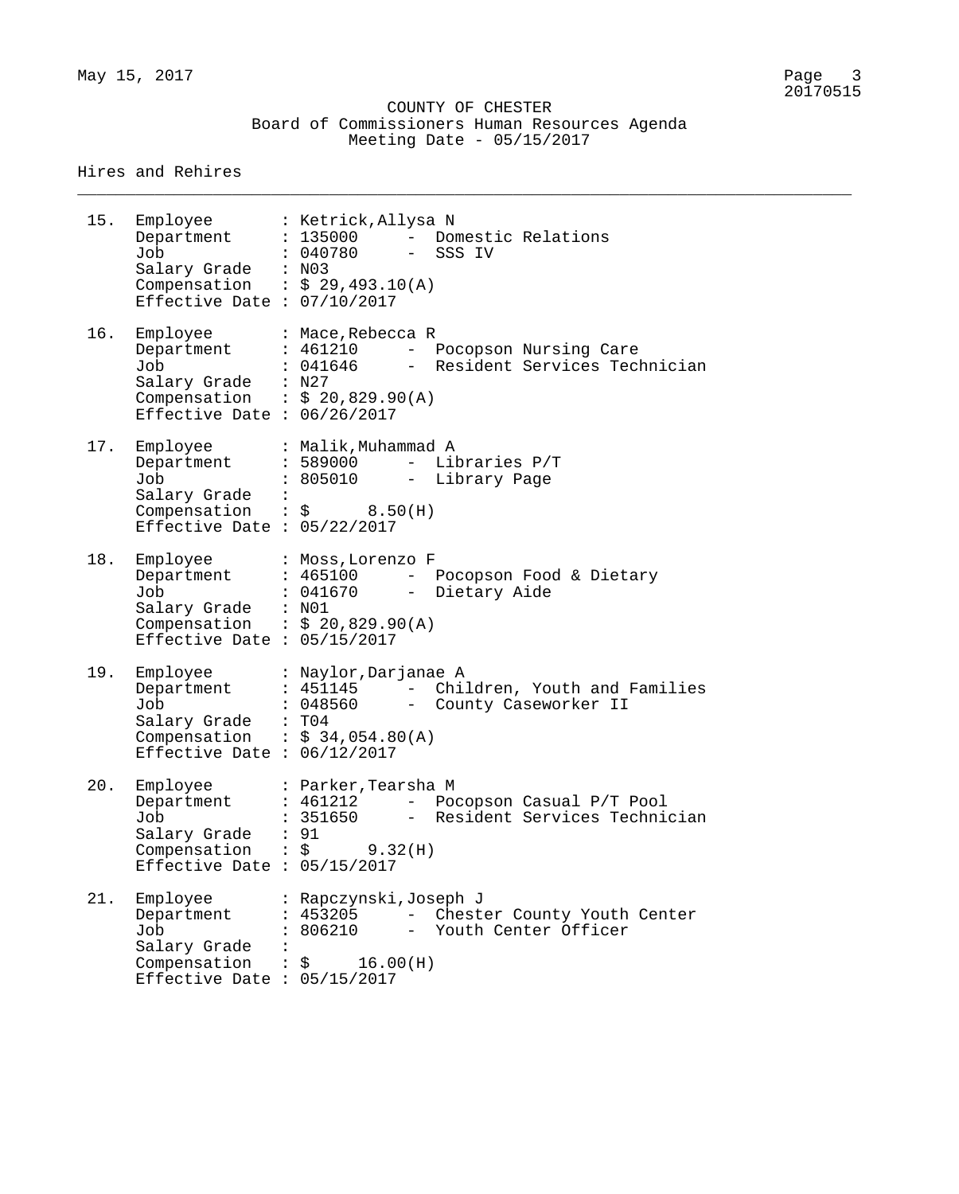COUNTY OF CHESTER
Board of Commissioners Human Resources Agenda
Meeting Date - 05/15/2017

## Hires and Rehires

15. Employee : Ketrick,Allysa N
    Department : 135000 - Domestic Relations
    Job : 040780 - SSS IV
    Salary Grade : N03
    Compensation : $ 29,493.10(A)
    Effective Date : 07/10/2017

16. Employee : Mace,Rebecca R
    Department : 461210 - Pocopson Nursing Care
    Job : 041646 - Resident Services Technician
    Salary Grade : N27
    Compensation : $ 20,829.90(A)
    Effective Date : 06/26/2017

17. Employee : Malik,Muhammad A
    Department : 589000 - Libraries P/T
    Job : 805010 - Library Page
    Salary Grade :
    Compensation : $ 8.50(H)
    Effective Date : 05/22/2017

18. Employee : Moss,Lorenzo F
    Department : 465100 - Pocopson Food & Dietary
    Job : 041670 - Dietary Aide
    Salary Grade : N01
    Compensation : $ 20,829.90(A)
    Effective Date : 05/15/2017

19. Employee : Naylor,Darjanae A
    Department : 451145 - Children, Youth and Families
    Job : 048560 - County Caseworker II
    Salary Grade : T04
    Compensation : $ 34,054.80(A)
    Effective Date : 06/12/2017

20. Employee : Parker,Tearsha M
    Department : 461212 - Pocopson Casual P/T Pool
    Job : 351650 - Resident Services Technician
    Salary Grade : 91
    Compensation : $ 9.32(H)
    Effective Date : 05/15/2017

21. Employee : Rapczynski,Joseph J
    Department : 453205 - Chester County Youth Center
    Job : 806210 - Youth Center Officer
    Salary Grade :
    Compensation : $ 16.00(H)
    Effective Date : 05/15/2017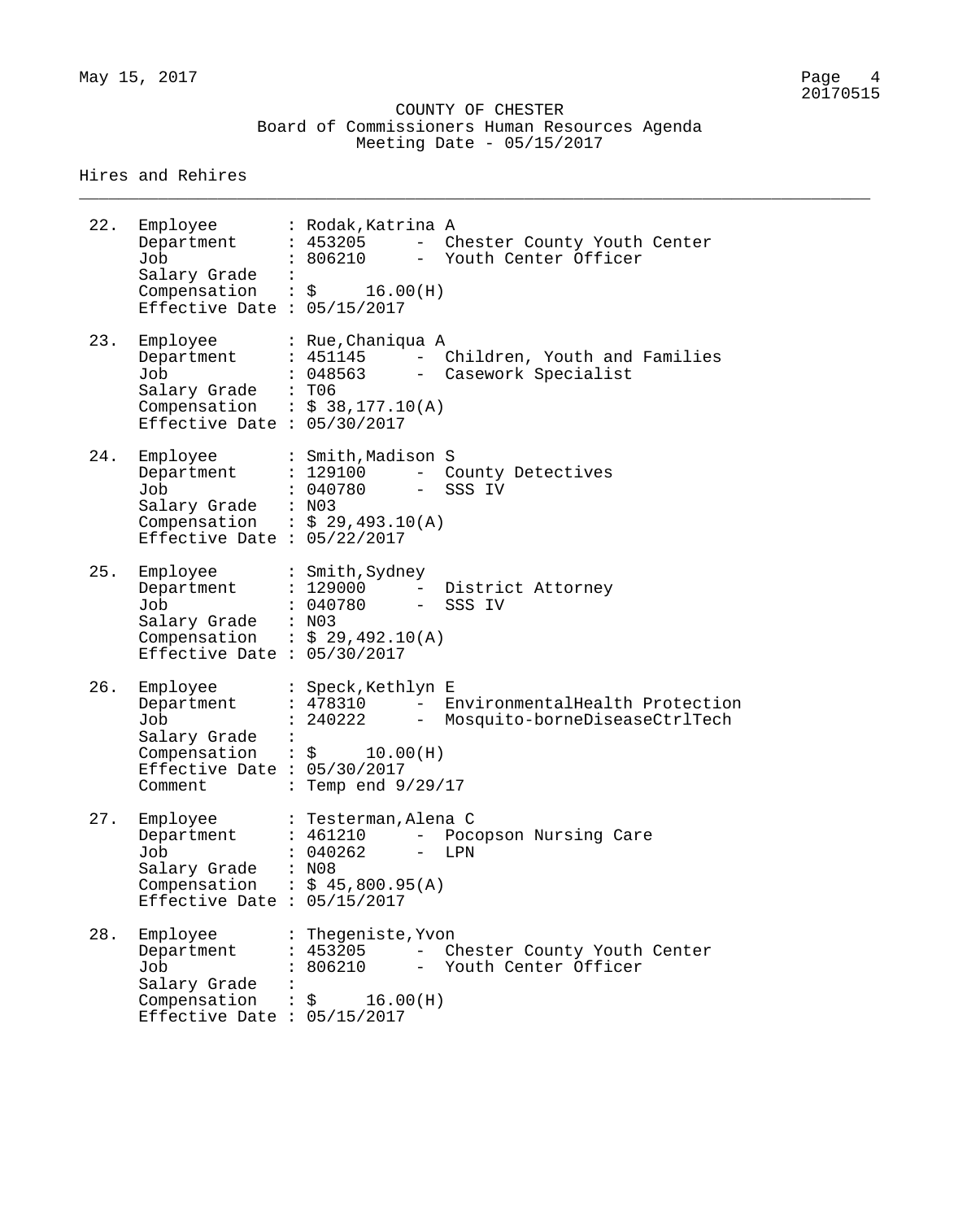COUNTY OF CHESTER
Board of Commissioners Human Resources Agenda
Meeting Date - 05/15/2017

Hires and Rehires

22. Employee : Rodak,Katrina A
    Department : 453205 - Chester County Youth Center
    Job : 806210 - Youth Center Officer
    Salary Grade :
    Compensation : $ 16.00(H)
    Effective Date : 05/15/2017

23. Employee : Rue,Chaniqua A
    Department : 451145 - Children, Youth and Families
    Job : 048563 - Casework Specialist
    Salary Grade : T06
    Compensation : $ 38,177.10(A)
    Effective Date : 05/30/2017

24. Employee : Smith,Madison S
    Department : 129100 - County Detectives
    Job : 040780 - SSS IV
    Salary Grade : N03
    Compensation : $ 29,493.10(A)
    Effective Date : 05/22/2017

25. Employee : Smith,Sydney
    Department : 129000 - District Attorney
    Job : 040780 - SSS IV
    Salary Grade : N03
    Compensation : $ 29,492.10(A)
    Effective Date : 05/30/2017

26. Employee : Speck,Kethlyn E
    Department : 478310 - EnvironmentalHealth Protection
    Job : 240222 - Mosquito-borneDiseaseCtrlTech
    Salary Grade :
    Compensation : $ 10.00(H)
    Effective Date : 05/30/2017
    Comment : Temp end 9/29/17

27. Employee : Testerman,Alena C
    Department : 461210 - Pocopson Nursing Care
    Job : 040262 - LPN
    Salary Grade : N08
    Compensation : $ 45,800.95(A)
    Effective Date : 05/15/2017

28. Employee : Thegeniste,Yvon
    Department : 453205 - Chester County Youth Center
    Job : 806210 - Youth Center Officer
    Salary Grade :
    Compensation : $ 16.00(H)
    Effective Date : 05/15/2017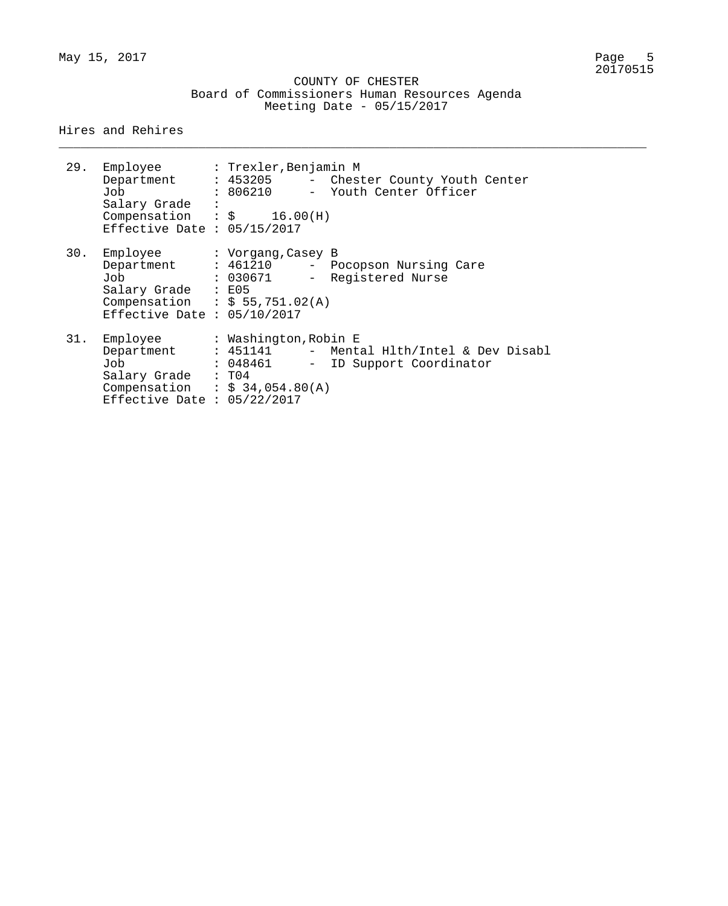COUNTY OF CHESTER
Board of Commissioners Human Resources Agenda
Meeting Date - 05/15/2017

Hires and Rehires

---

29. Employee : Trexler,Benjamin M
    Department : 453205 - Chester County Youth Center
    Job : 806210 - Youth Center Officer
    Salary Grade :
    Compensation : $ 16.00(H)
    Effective Date : 05/15/2017

30. Employee : Vorgang,Casey B
    Department : 461210 - Pocopson Nursing Care
    Job : 030671 - Registered Nurse
    Salary Grade : E05
    Compensation : $ 55,751.02(A)
    Effective Date : 05/10/2017

31. Employee : Washington,Robin E
    Department : 451141 - Mental Hlth/Intel & Dev Disabl
    Job : 048461 - ID Support Coordinator
    Salary Grade : T04
    Compensation : $ 34,054.80(A)
    Effective Date : 05/22/2017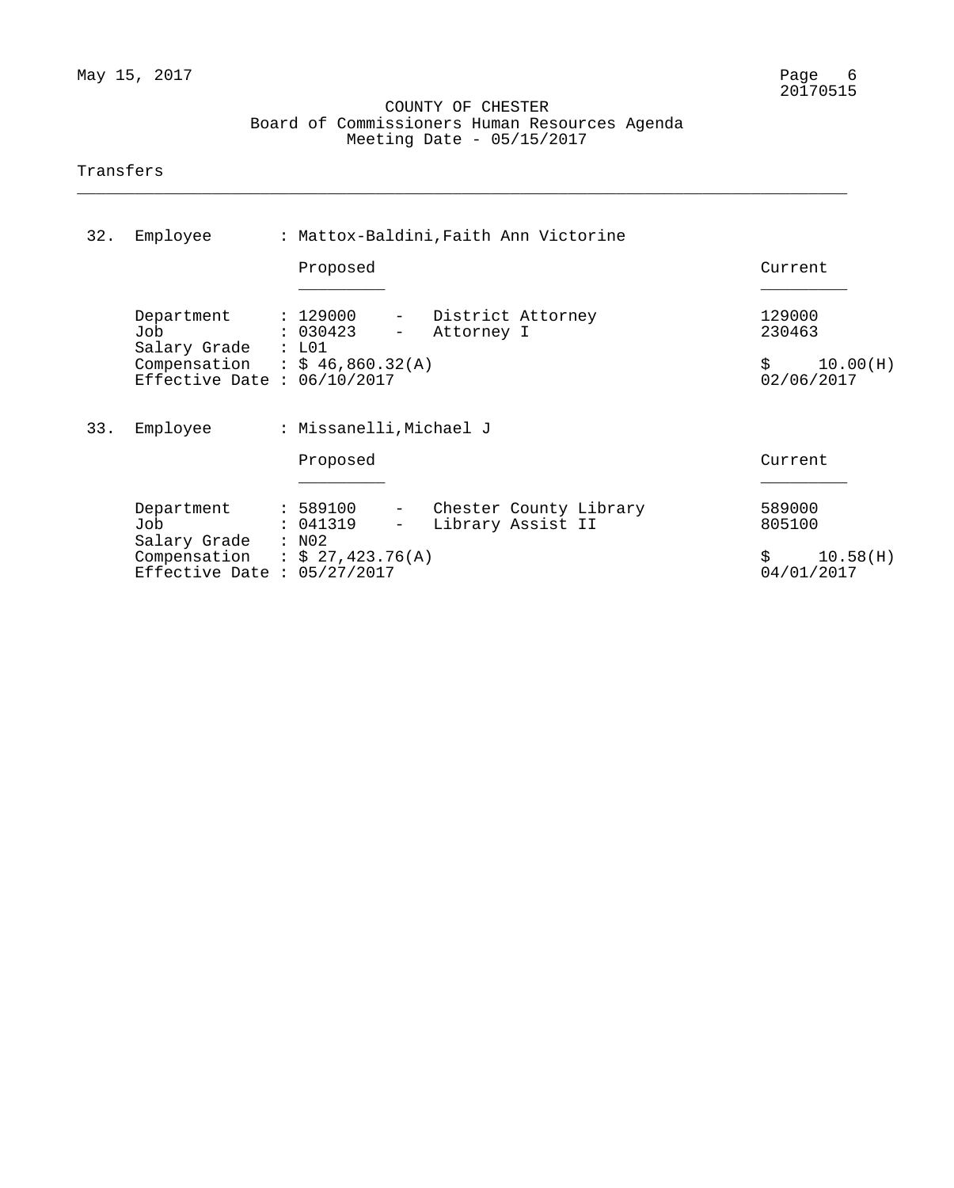COUNTY OF CHESTER
Board of Commissioners Human Resources Agenda
Meeting Date - 05/15/2017

Transfers

32. Employee : Mattox-Baldini,Faith Ann Victorine

| | Proposed | Current |
|---|---|---|
| Department | 129000 - District Attorney | 129000 |
| Job | 030423 - Attorney I | 230463 |
| Salary Grade | L01 | |
| Compensation | $ 46,860.32(A) | $ 10.00(H) |
| Effective Date | 06/10/2017 | 02/06/2017 |

33. Employee : Missanelli,Michael J

| | Proposed | Current |
|---|---|---|
| Department | 589100 - Chester County Library | 589000 |
| Job | 041319 - Library Assist II | 805100 |
| Salary Grade | N02 | |
| Compensation | $ 27,423.76(A) | $ 10.58(H) |
| Effective Date | 05/27/2017 | 04/01/2017 |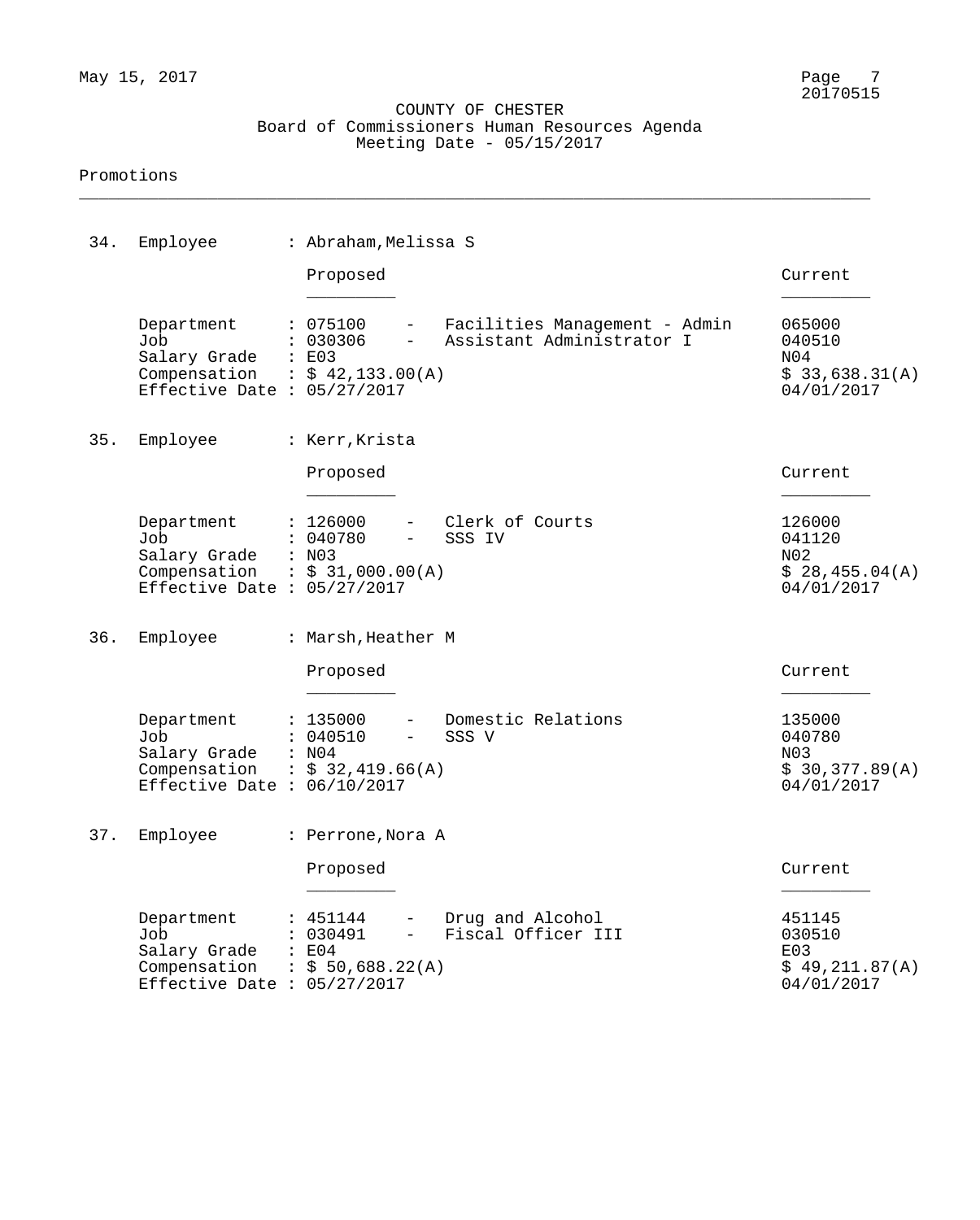COUNTY OF CHESTER
Board of Commissioners Human Resources Agenda
Meeting Date - 05/15/2017

Promotions

---

34. Employee : Abraham,Melissa S

| | Proposed | | Current |
|---|---|---|---|
| Department | 075100 | Facilities Management - Admin | 065000 |
| Job | 030306 | Assistant Administrator I | 040510 |
| Salary Grade | E03 | | N04 |
| Compensation | $ 42,133.00(A) | | $ 33,638.31(A) |
| Effective Date | 05/27/2017 | | 04/01/2017 |

35. Employee : Kerr,Krista

| | Proposed | | Current |
|---|---|---|---|
| Department | 126000 | Clerk of Courts | 126000 |
| Job | 040780 | SSS IV | 041120 |
| Salary Grade | N03 | | N02 |
| Compensation | $ 31,000.00(A) | | $ 28,455.04(A) |
| Effective Date | 05/27/2017 | | 04/01/2017 |

36. Employee : Marsh,Heather M

| | Proposed | | Current |
|---|---|---|---|
| Department | 135000 | Domestic Relations | 135000 |
| Job | 040510 | SSS V | 040780 |
| Salary Grade | N04 | | N03 |
| Compensation | $ 32,419.66(A) | | $ 30,377.89(A) |
| Effective Date | 06/10/2017 | | 04/01/2017 |

37. Employee : Perrone,Nora A

| | Proposed | | Current |
|---|---|---|---|
| Department | 451144 | Drug and Alcohol | 451145 |
| Job | 030491 | Fiscal Officer III | 030510 |
| Salary Grade | E04 | | E03 |
| Compensation | $ 50,688.22(A) | | $ 49,211.87(A) |
| Effective Date | 05/27/2017 | | 04/01/2017 |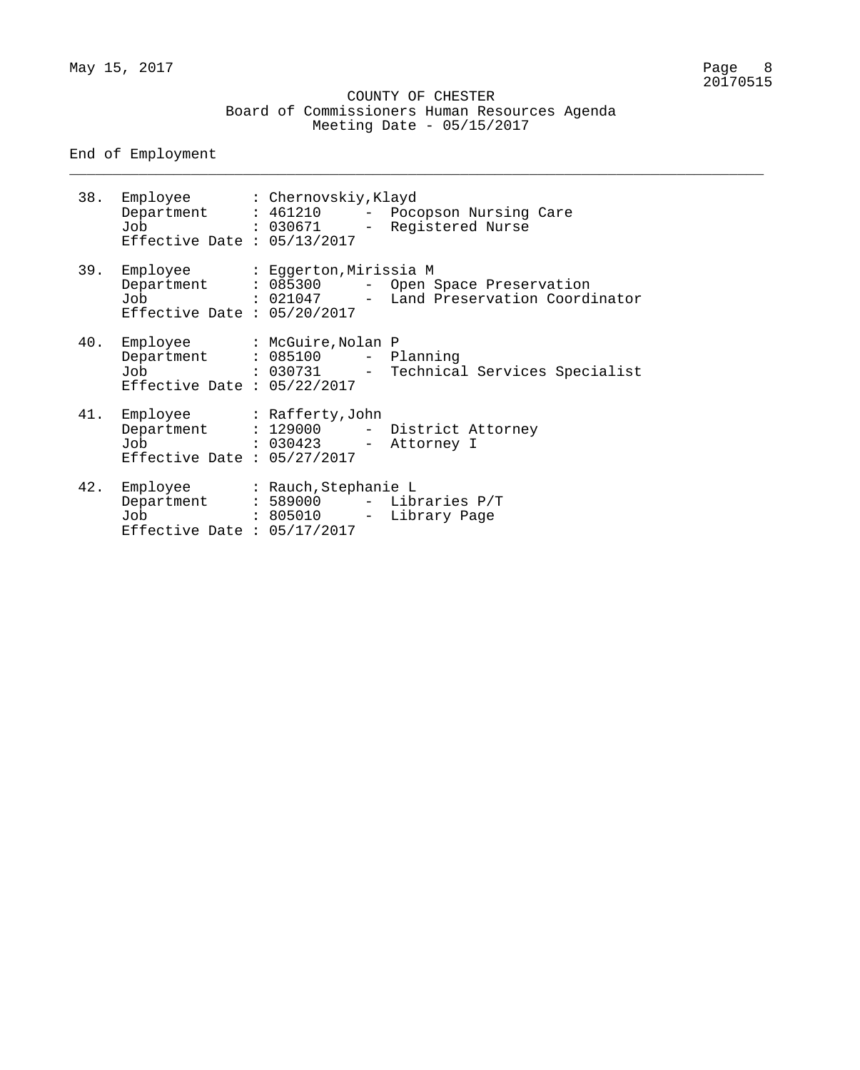COUNTY OF CHESTER
Board of Commissioners Human Resources Agenda
Meeting Date - 05/15/2017

End of Employment

---

38. Employee : Chernovskiy,Klayd
    Department : 461210 - Pocopson Nursing Care
    Job : 030671 - Registered Nurse
    Effective Date : 05/13/2017

39. Employee : Eggerton,Mirissia M
    Department : 085300 - Open Space Preservation
    Job : 021047 - Land Preservation Coordinator
    Effective Date : 05/20/2017

40. Employee : McGuire,Nolan P
    Department : 085100 - Planning
    Job : 030731 - Technical Services Specialist
    Effective Date : 05/22/2017

41. Employee : Rafferty,John
    Department : 129000 - District Attorney
    Job : 030423 - Attorney I
    Effective Date : 05/27/2017

42. Employee : Rauch,Stephanie L
    Department : 589000 - Libraries P/T
    Job : 805010 - Library Page
    Effective Date : 05/17/2017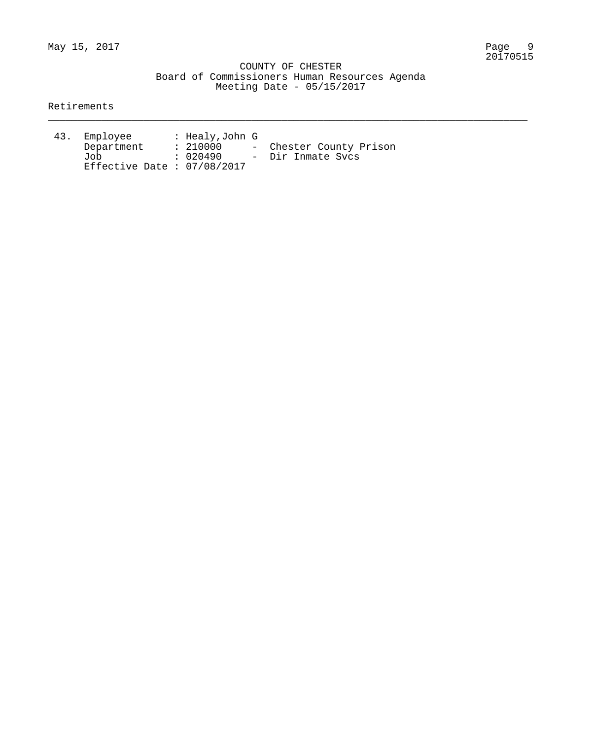COUNTY OF CHESTER
Board of Commissioners Human Resources Agenda
Meeting Date - 05/15/2017

Retirements

---

43. Employee : Healy,John G
    Department : 210000 - Chester County Prison
    Job : 020490 - Dir Inmate Svcs
    Effective Date : 07/08/2017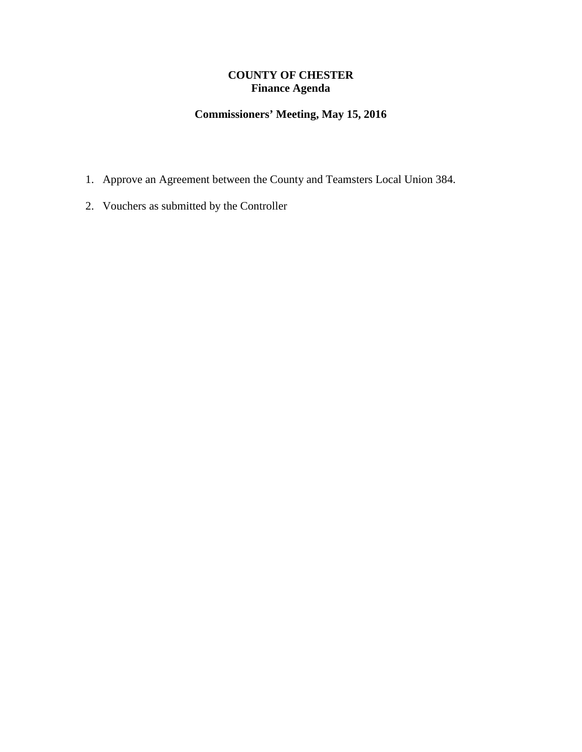# COUNTY OF CHESTER
## Finance Agenda

### Commissioners' Meeting, May 15, 2016

1. Approve an Agreement between the County and Teamsters Local Union 384.
2. Vouchers as submitted by the Controller